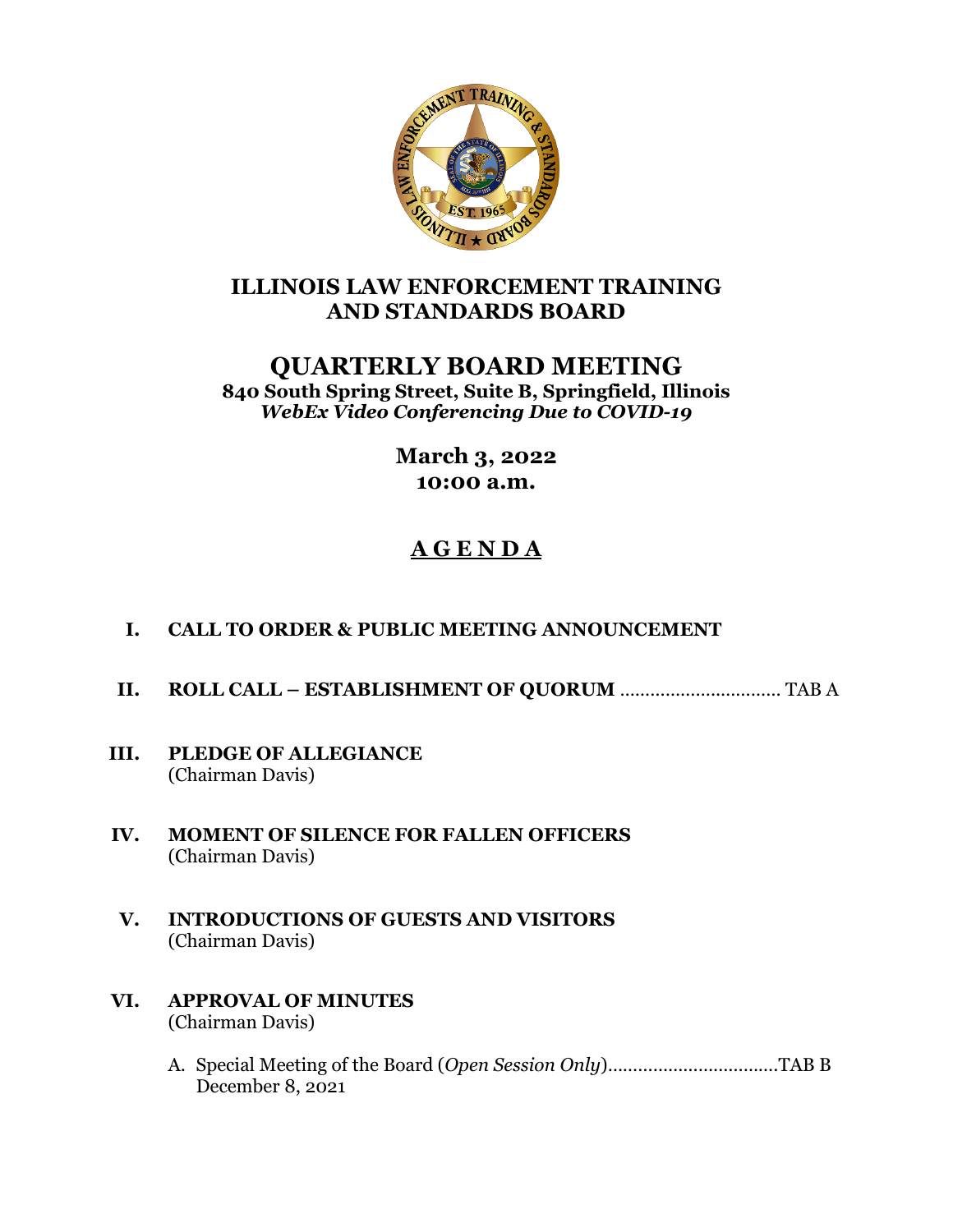# ILLINOIS LAW ENFORCEMENT TRAINING AND STANDARDS BOARD

## QUARTERLY BOARD MEETING

**840 South Spring Street, Suite B, Springfield, Illinois**
***WebEx Video Conferencing Due to COVID-19***

**March 3, 2022**
**10:00 a.m.**

## A G E N D A

**I. CALL TO ORDER & PUBLIC MEETING ANNOUNCEMENT**

**II. ROLL CALL – ESTABLISHMENT OF QUORUM** ................................ TAB A

**III. PLEDGE OF ALLEGIANCE**
(Chairman Davis)

**IV. MOMENT OF SILENCE FOR FALLEN OFFICERS**
(Chairman Davis)

**V. INTRODUCTIONS OF GUESTS AND VISITORS**
(Chairman Davis)

**VI. APPROVAL OF MINUTES**
(Chairman Davis)

A. Special Meeting of the Board (*Open Session Only*)..................................TAB B
December 8, 2021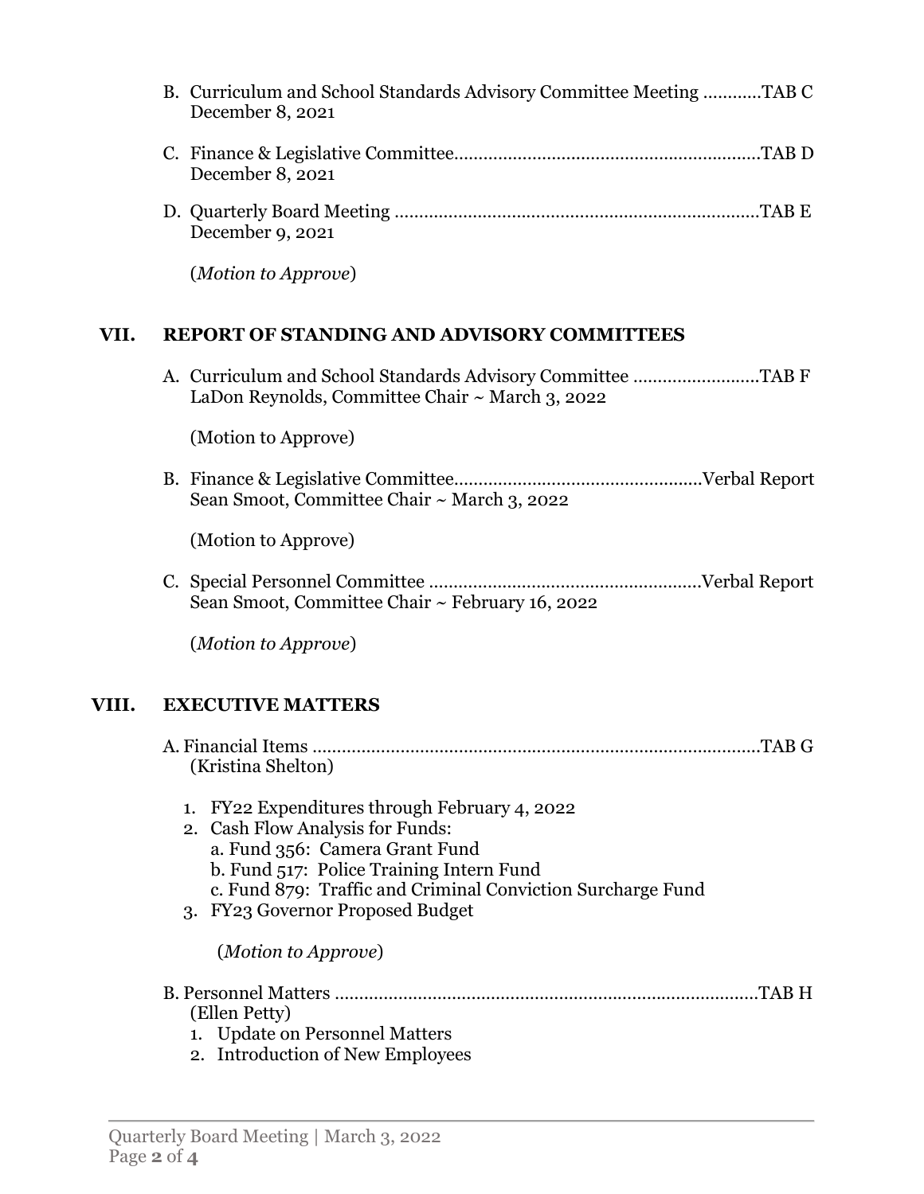B. Curriculum and School Standards Advisory Committee Meeting ............TAB C
December 8, 2021

C. Finance & Legislative Committee..............................................................TAB D
December 8, 2021

D. Quarterly Board Meeting ..........................................................................TAB E
December 9, 2021

(*Motion to Approve*)

## VII. REPORT OF STANDING AND ADVISORY COMMITTEES

A. Curriculum and School Standards Advisory Committee ..........................TAB F
LaDon Reynolds, Committee Chair ~ March 3, 2022

(Motion to Approve)

B. Finance & Legislative Committee..................................................Verbal Report
Sean Smoot, Committee Chair ~ March 3, 2022

(Motion to Approve)

C. Special Personnel Committee .......................................................Verbal Report
Sean Smoot, Committee Chair ~ February 16, 2022

(*Motion to Approve*)

## VIII. EXECUTIVE MATTERS

A. Financial Items ..........................................................................................TAB G
(Kristina Shelton)

1. FY22 Expenditures through February 4, 2022
2. Cash Flow Analysis for Funds:
   a. Fund 356: Camera Grant Fund
   b. Fund 517: Police Training Intern Fund
   c. Fund 879: Traffic and Criminal Conviction Surcharge Fund
3. FY23 Governor Proposed Budget

(*Motion to Approve*)

B. Personnel Matters ......................................................................................TAB H
(Ellen Petty)

1. Update on Personnel Matters
2. Introduction of New Employees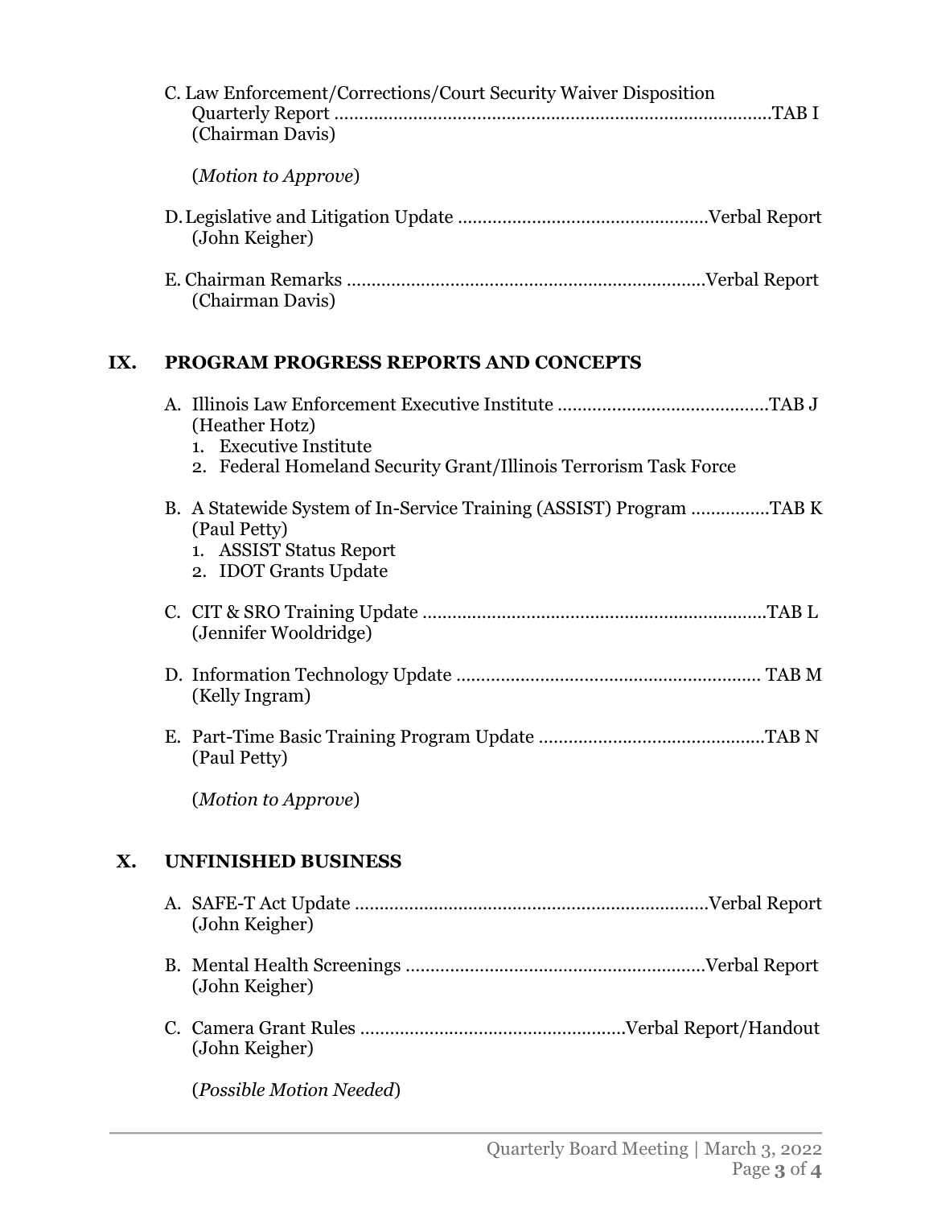C. Law Enforcement/Corrections/Court Security Waiver Disposition Quarterly Report ........................................................................................TAB I
(Chairman Davis)

(*Motion to Approve*)

D. Legislative and Litigation Update ..................................................Verbal Report
(John Keigher)

E. Chairman Remarks ........................................................................Verbal Report
(Chairman Davis)

## IX. PROGRAM PROGRESS REPORTS AND CONCEPTS

A. Illinois Law Enforcement Executive Institute ..........................................TAB J
(Heather Hotz)
1. Executive Institute
2. Federal Homeland Security Grant/Illinois Terrorism Task Force

B. A Statewide System of In-Service Training (ASSIST) Program ................TAB K
(Paul Petty)
1. ASSIST Status Report
2. IDOT Grants Update

C. CIT & SRO Training Update .....................................................................TAB L
(Jennifer Wooldridge)

D. Information Technology Update ............................................................. TAB M
(Kelly Ingram)

E. Part-Time Basic Training Program Update .............................................TAB N
(Paul Petty)

(*Motion to Approve*)

## X. UNFINISHED BUSINESS

A. SAFE-T Act Update ........................................................................Verbal Report
(John Keigher)

B. Mental Health Screenings .............................................................Verbal Report
(John Keigher)

C. Camera Grant Rules .....................................................Verbal Report/Handout
(John Keigher)

(*Possible Motion Needed*)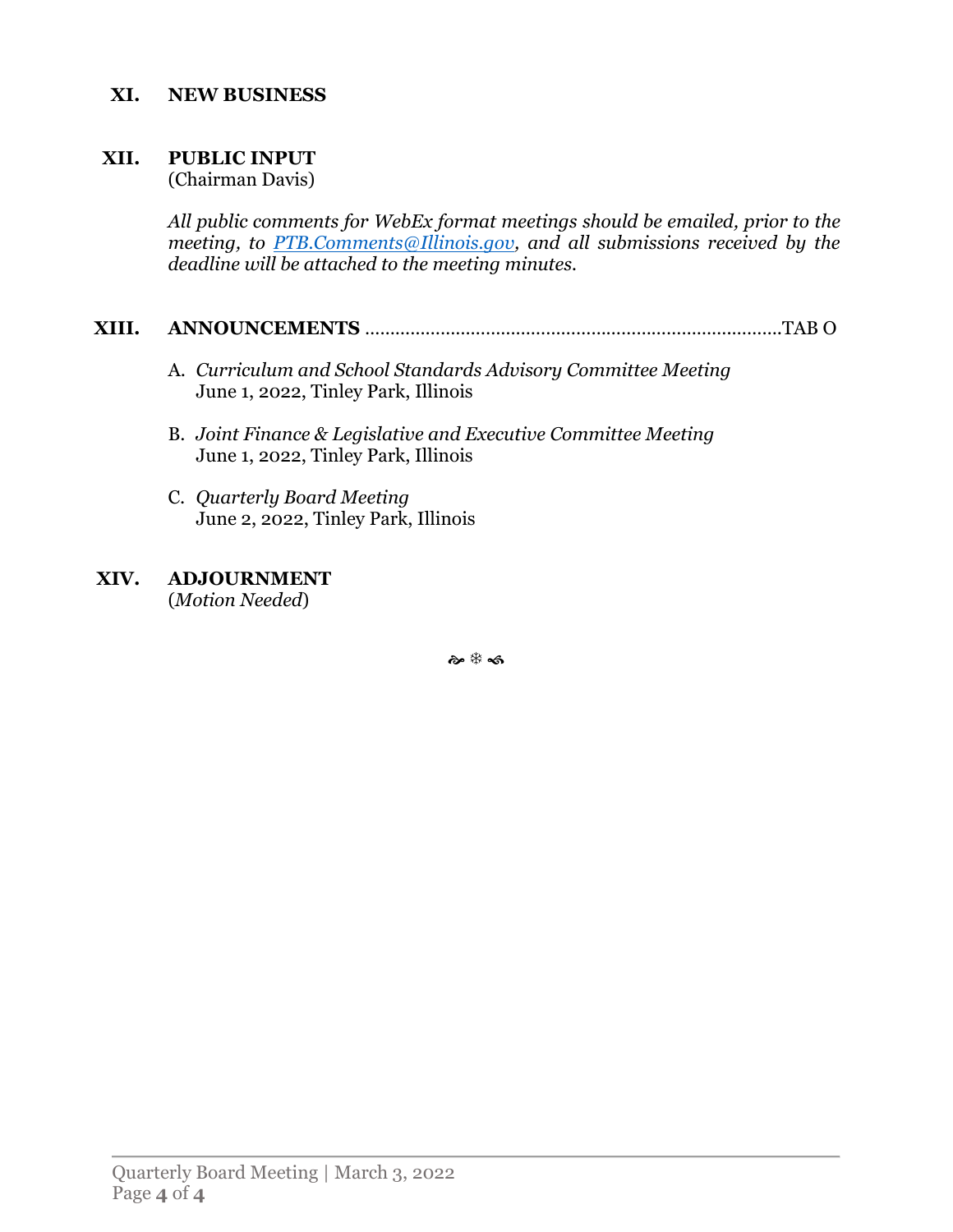**XI. NEW BUSINESS**

**XII. PUBLIC INPUT**
(Chairman Davis)

*All public comments for WebEx format meetings should be emailed, prior to the meeting, to [PTB.Comments@Illinois.gov](mailto:PTB.Comments@Illinois.gov), and all submissions received by the deadline will be attached to the meeting minutes.*

**XIII. ANNOUNCEMENTS** ..................................................................................TAB O

A. *Curriculum and School Standards Advisory Committee Meeting*
June 1, 2022, Tinley Park, Illinois

B. *Joint Finance & Legislative and Executive Committee Meeting*
June 1, 2022, Tinley Park, Illinois

C. *Quarterly Board Meeting*
June 2, 2022, Tinley Park, Illinois

**XIV. ADJOURNMENT**
(*Motion Needed*)

☙ ❄ ❧